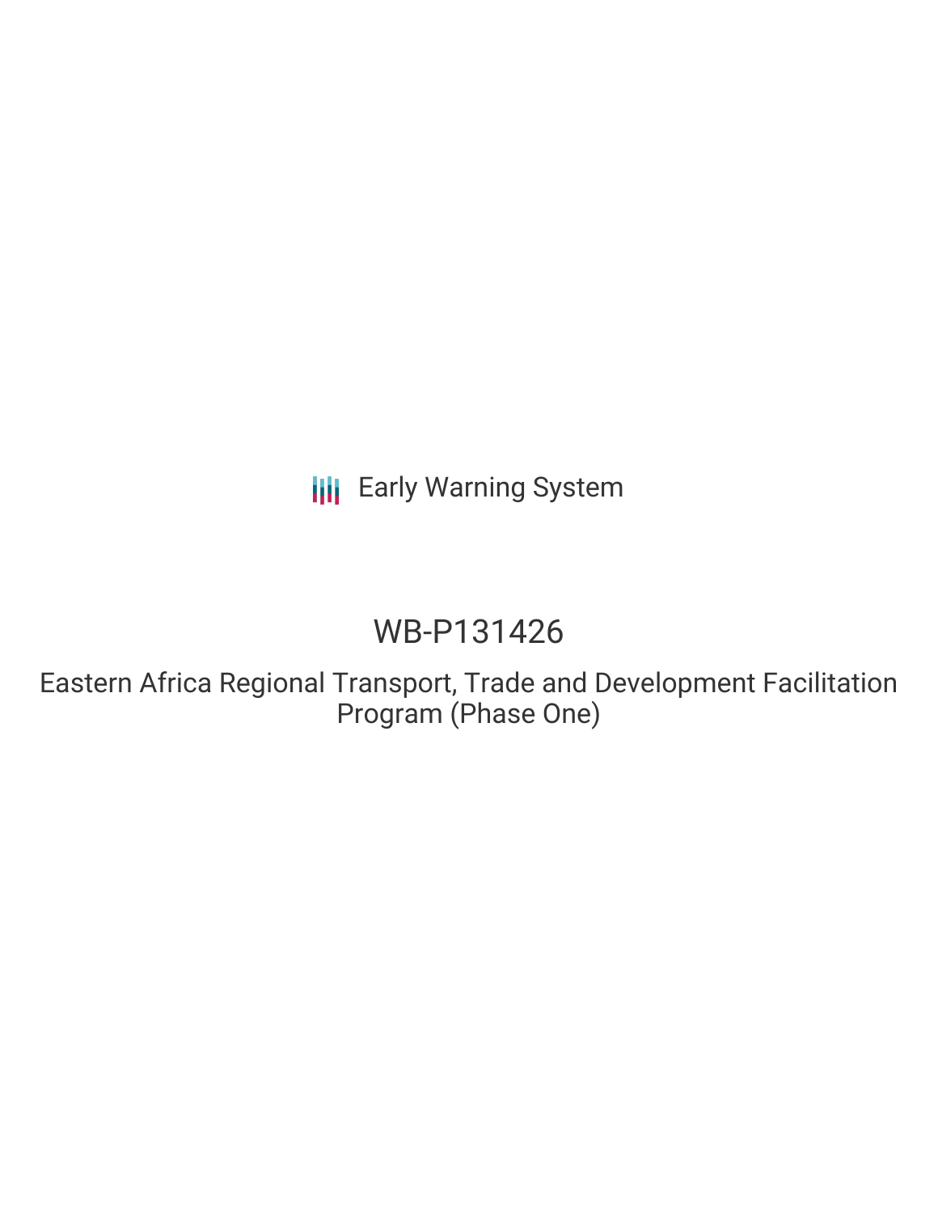Early Warning System

# WB-P131426

## Eastern Africa Regional Transport, Trade and Development Facilitation Program (Phase One)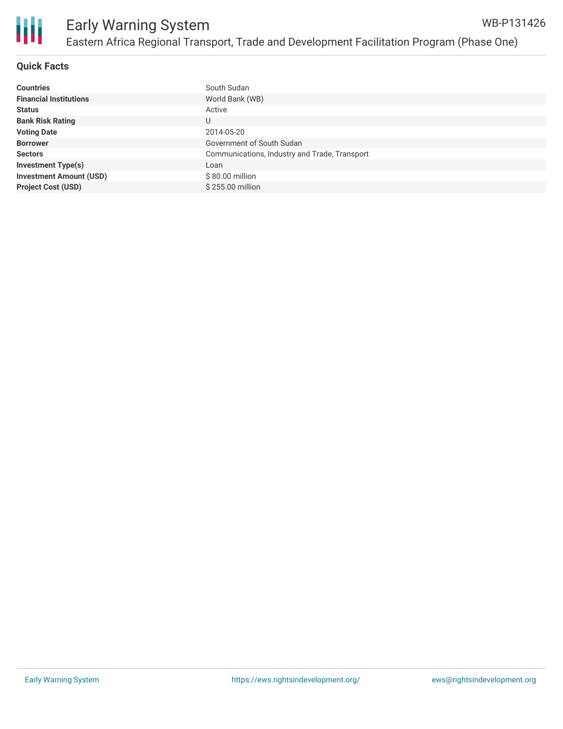# Early Warning System

## Eastern Africa Regional Transport, Trade and Development Facilitation Program (Phase One)

WB-P131426

### Quick Facts

| | |
|---|---|
| **Countries** | South Sudan |
| **Financial Institutions** | World Bank (WB) |
| **Status** | Active |
| **Bank Risk Rating** | U |
| **Voting Date** | 2014-05-20 |
| **Borrower** | Government of South Sudan |
| **Sectors** | Communications, Industry and Trade, Transport |
| **Investment Type(s)** | Loan |
| **Investment Amount (USD)** | $ 80.00 million |
| **Project Cost (USD)** | $ 255.00 million |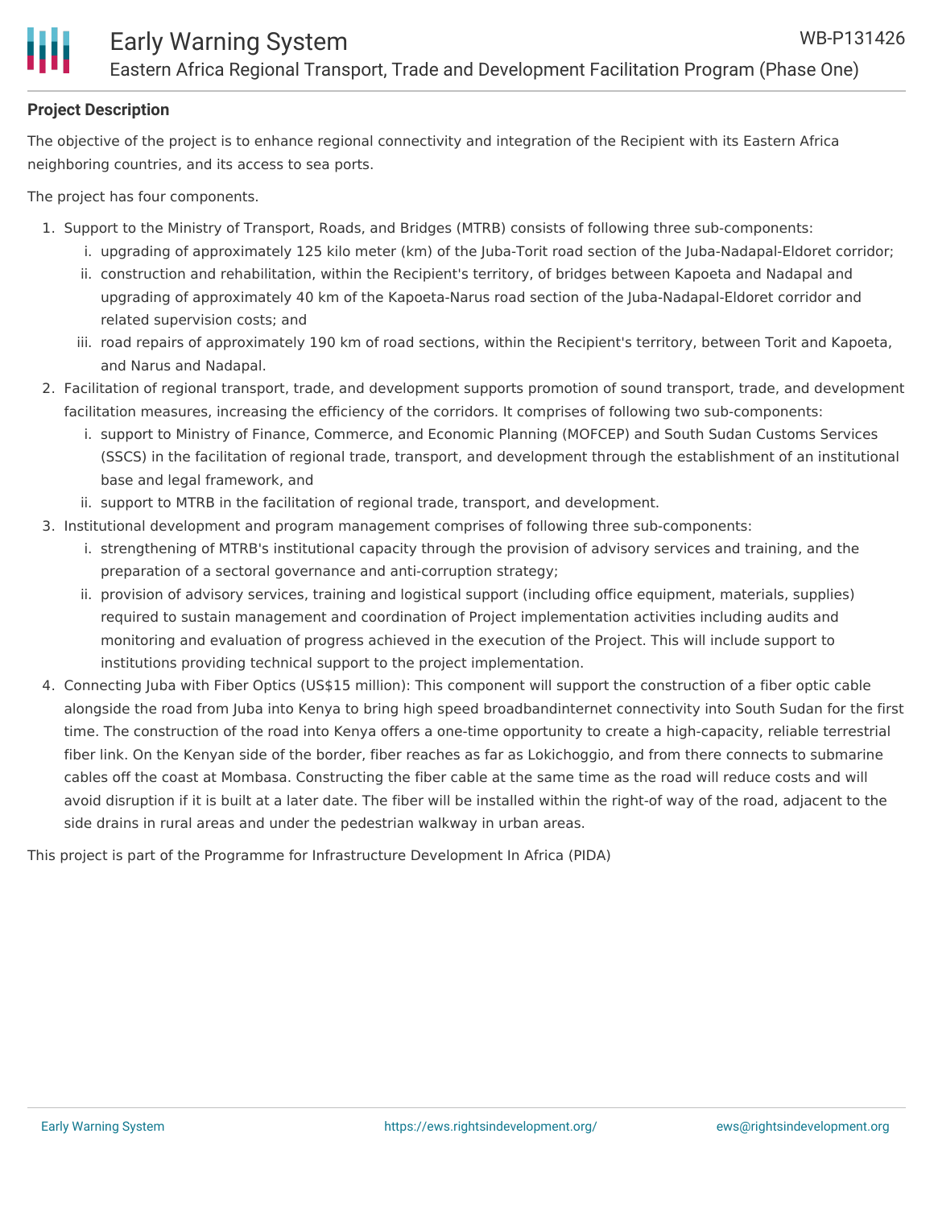## Project Description

The objective of the project is to enhance regional connectivity and integration of the Recipient with its Eastern Africa neighboring countries, and its access to sea ports.

The project has four components.

1. Support to the Ministry of Transport, Roads, and Bridges (MTRB) consists of following three sub-components:
   i. upgrading of approximately 125 kilo meter (km) of the Juba-Torit road section of the Juba-Nadapal-Eldoret corridor;
   ii. construction and rehabilitation, within the Recipient's territory, of bridges between Kapoeta and Nadapal and upgrading of approximately 40 km of the Kapoeta-Narus road section of the Juba-Nadapal-Eldoret corridor and related supervision costs; and
   iii. road repairs of approximately 190 km of road sections, within the Recipient's territory, between Torit and Kapoeta, and Narus and Nadapal.
2. Facilitation of regional transport, trade, and development supports promotion of sound transport, trade, and development facilitation measures, increasing the efficiency of the corridors. It comprises of following two sub-components:
   i. support to Ministry of Finance, Commerce, and Economic Planning (MOFCEP) and South Sudan Customs Services (SSCS) in the facilitation of regional trade, transport, and development through the establishment of an institutional base and legal framework, and
   ii. support to MTRB in the facilitation of regional trade, transport, and development.
3. Institutional development and program management comprises of following three sub-components:
   i. strengthening of MTRB's institutional capacity through the provision of advisory services and training, and the preparation of a sectoral governance and anti-corruption strategy;
   ii. provision of advisory services, training and logistical support (including office equipment, materials, supplies) required to sustain management and coordination of Project implementation activities including audits and monitoring and evaluation of progress achieved in the execution of the Project. This will include support to institutions providing technical support to the project implementation.
4. Connecting Juba with Fiber Optics (US$15 million): This component will support the construction of a fiber optic cable alongside the road from Juba into Kenya to bring high speed broadbandinternet connectivity into South Sudan for the first time. The construction of the road into Kenya offers a one-time opportunity to create a high-capacity, reliable terrestrial fiber link. On the Kenyan side of the border, fiber reaches as far as Lokichoggio, and from there connects to submarine cables off the coast at Mombasa. Constructing the fiber cable at the same time as the road will reduce costs and will avoid disruption if it is built at a later date. The fiber will be installed within the right-of way of the road, adjacent to the side drains in rural areas and under the pedestrian walkway in urban areas.

This project is part of the Programme for Infrastructure Development In Africa (PIDA)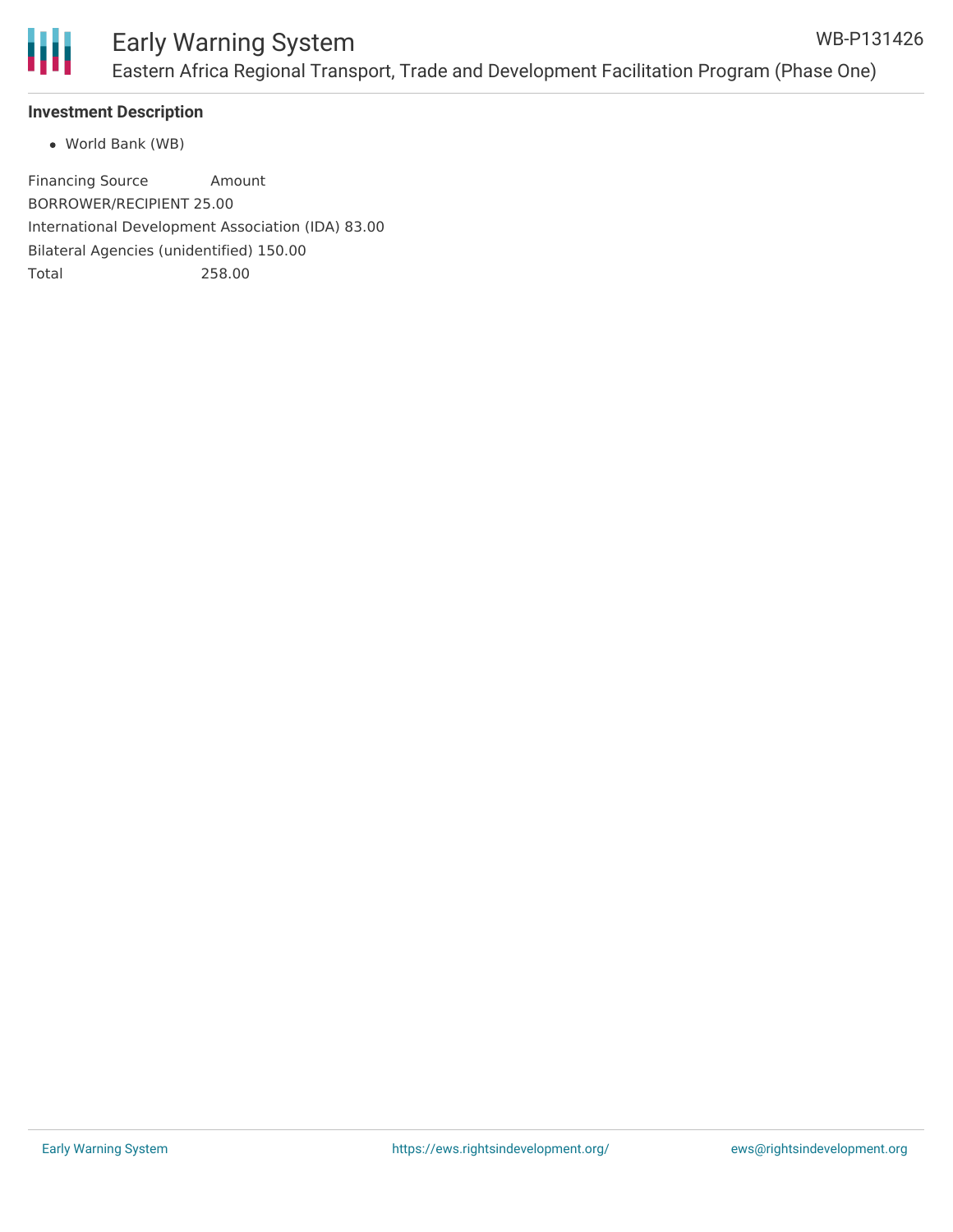**Investment Description**

- World Bank (WB)

| Financing Source | Amount |
| --- | --- |
| BORROWER/RECIPIENT | 25.00 |
| International Development Association (IDA) | 83.00 |
| Bilateral Agencies (unidentified) | 150.00 |
| Total | 258.00 |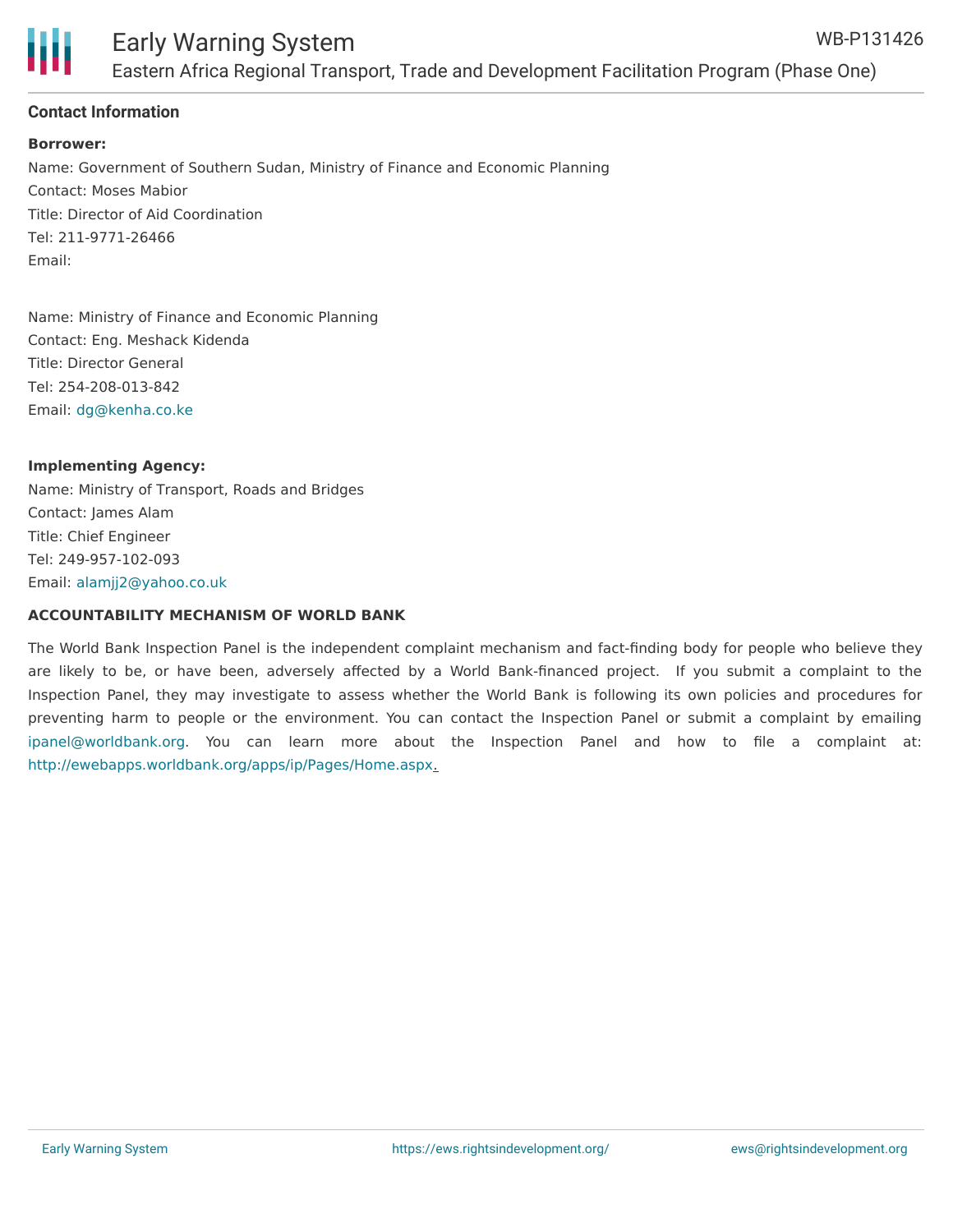**Contact Information**

**Borrower:**

Name: Government of Southern Sudan, Ministry of Finance and Economic Planning
Contact: Moses Mabior
Title: Director of Aid Coordination
Tel: 211-9771-26466
Email:

Name: Ministry of Finance and Economic Planning
Contact: Eng. Meshack Kidenda
Title: Director General
Tel: 254-208-013-842
Email: dg@kenha.co.ke

**Implementing Agency:**

Name: Ministry of Transport, Roads and Bridges
Contact: James Alam
Title: Chief Engineer
Tel: 249-957-102-093
Email: alamjj2@yahoo.co.uk

**ACCOUNTABILITY MECHANISM OF WORLD BANK**

The World Bank Inspection Panel is the independent complaint mechanism and fact-finding body for people who believe they are likely to be, or have been, adversely affected by a World Bank-financed project. If you submit a complaint to the Inspection Panel, they may investigate to assess whether the World Bank is following its own policies and procedures for preventing harm to people or the environment. You can contact the Inspection Panel or submit a complaint by emailing ipanel@worldbank.org. You can learn more about the Inspection Panel and how to file a complaint at: http://ewebapps.worldbank.org/apps/ip/Pages/Home.aspx.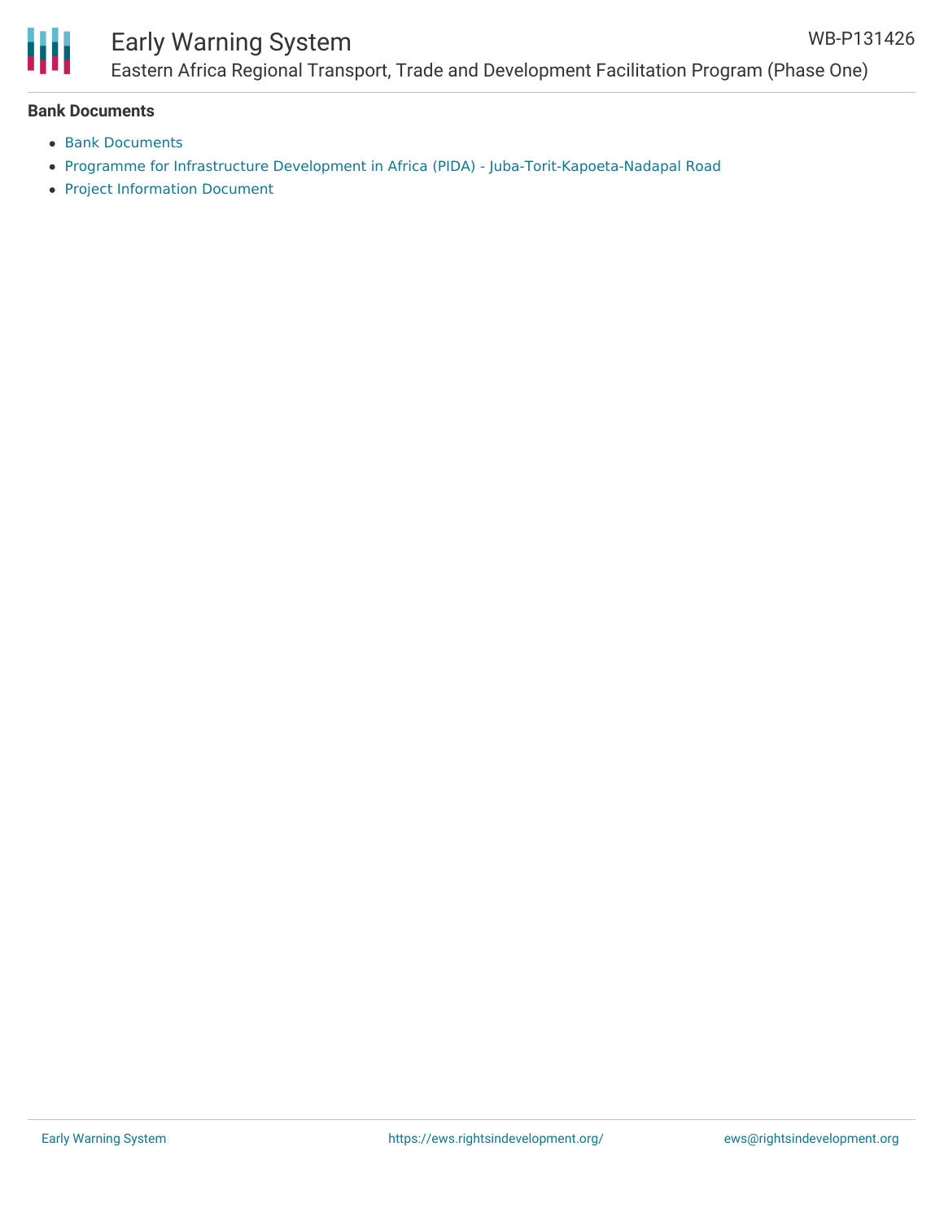**Bank Documents**

- Bank Documents
- Programme for Infrastructure Development in Africa (PIDA) - Juba-Torit-Kapoeta-Nadapal Road
- Project Information Document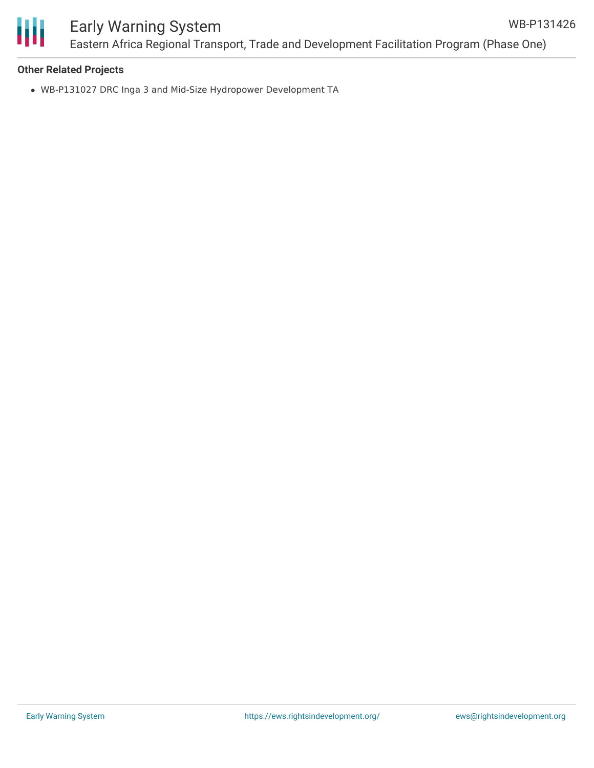**Other Related Projects**

- WB-P131027 DRC Inga 3 and Mid-Size Hydropower Development TA